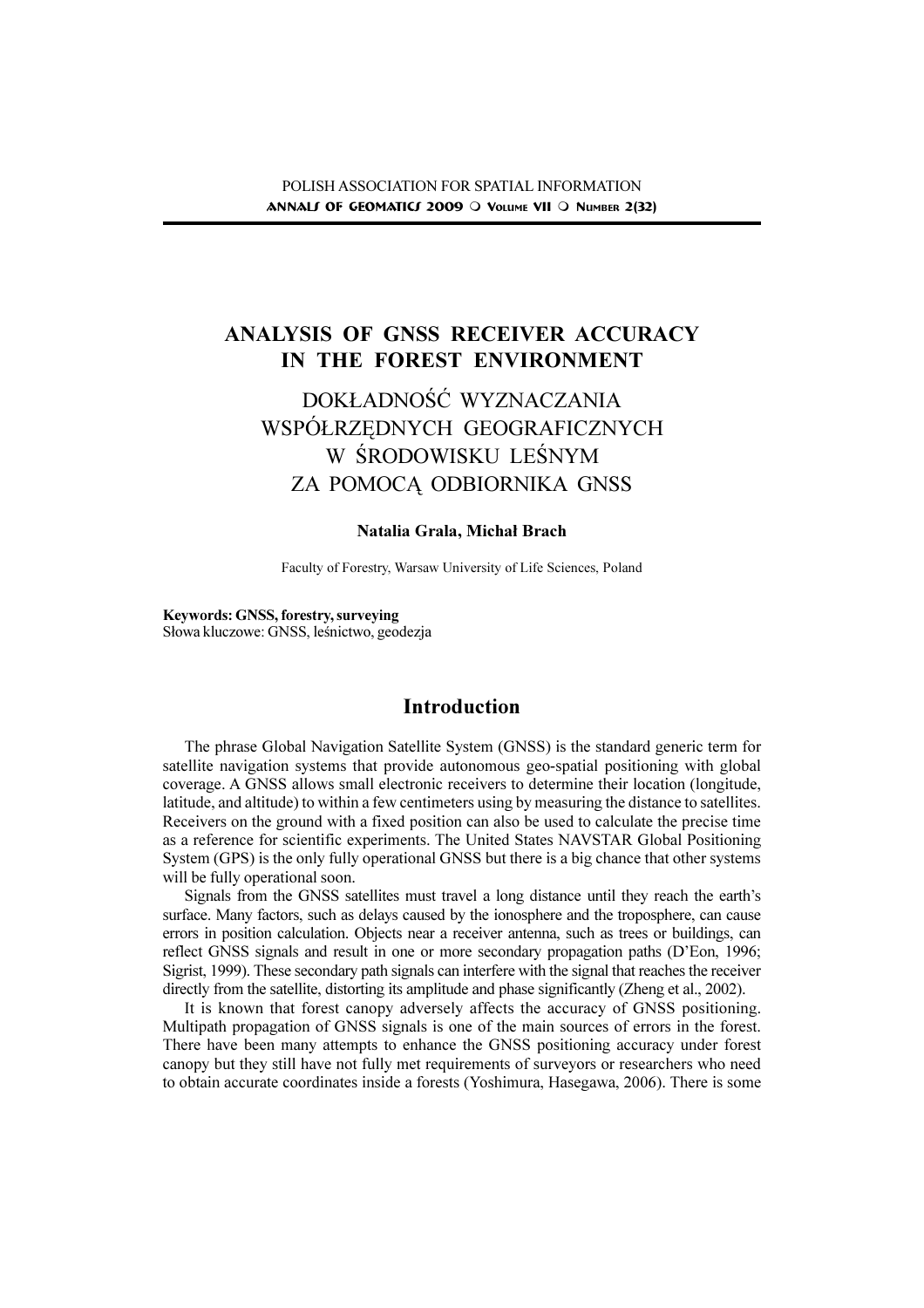# ANALYSIS OF GNSS RECEIVER ACCURACY IN THE FOREST ENVIRONMENT

## DOKŁADNOŚĆ WYZNACZANIA WSPÓŁRZĘDNYCH GEOGRAFICZNYCH W ŚRODOWISKU LEŚNYM ZA POMOCĄ ODBIORNIKA GNSS

**Natalia Grala, Michał Brach**

Faculty of Forestry, Warsaw University of Life Sciences, Poland

**Keywords: GNSS, forestry, surveying**
Słowa kluczowe: GNSS, leśnictwo, geodezja

## Introduction

The phrase Global Navigation Satellite System (GNSS) is the standard generic term for satellite navigation systems that provide autonomous geo-spatial positioning with global coverage. A GNSS allows small electronic receivers to determine their location (longitude, latitude, and altitude) to within a few centimeters using by measuring the distance to satellites. Receivers on the ground with a fixed position can also be used to calculate the precise time as a reference for scientific experiments. The United States NAVSTAR Global Positioning System (GPS) is the only fully operational GNSS but there is a big chance that other systems will be fully operational soon.

Signals from the GNSS satellites must travel a long distance until they reach the earth's surface. Many factors, such as delays caused by the ionosphere and the troposphere, can cause errors in position calculation. Objects near a receiver antenna, such as trees or buildings, can reflect GNSS signals and result in one or more secondary propagation paths (D'Eon, 1996; Sigrist, 1999). These secondary path signals can interfere with the signal that reaches the receiver directly from the satellite, distorting its amplitude and phase significantly (Zheng et al., 2002).

It is known that forest canopy adversely affects the accuracy of GNSS positioning. Multipath propagation of GNSS signals is one of the main sources of errors in the forest. There have been many attempts to enhance the GNSS positioning accuracy under forest canopy but they still have not fully met requirements of surveyors or researchers who need to obtain accurate coordinates inside a forests (Yoshimura, Hasegawa, 2006). There is some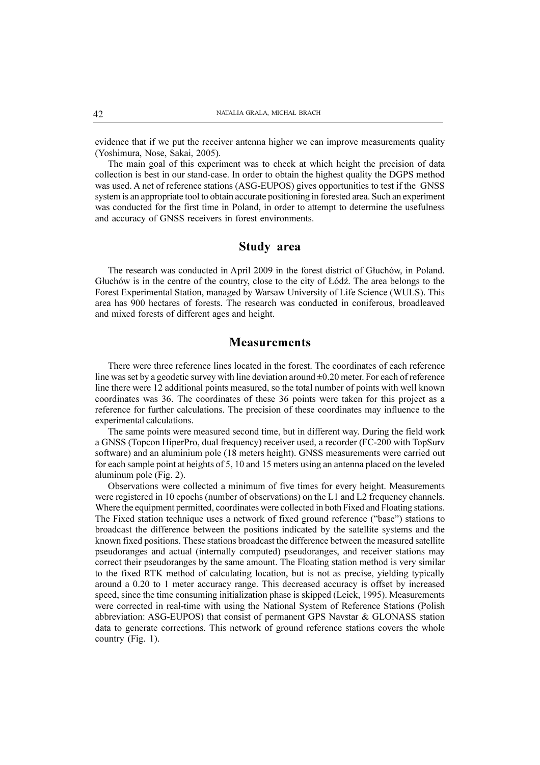evidence that if we put the receiver antenna higher we can improve measurements quality (Yoshimura, Nose, Sakai, 2005).

The main goal of this experiment was to check at which height the precision of data collection is best in our stand-case. In order to obtain the highest quality the DGPS method was used. A net of reference stations (ASG-EUPOS) gives opportunities to test if the GNSS system is an appropriate tool to obtain accurate positioning in forested area. Such an experiment was conducted for the first time in Poland, in order to attempt to determine the usefulness and accuracy of GNSS receivers in forest environments.

## Study area

The research was conducted in April 2009 in the forest district of Głuchów, in Poland. Głuchów is in the centre of the country, close to the city of Łódź. The area belongs to the Forest Experimental Station, managed by Warsaw University of Life Science (WULS). This area has 900 hectares of forests. The research was conducted in coniferous, broadleaved and mixed forests of different ages and height.

## Measurements

There were three reference lines located in the forest. The coordinates of each reference line was set by a geodetic survey with line deviation around ±0.20 meter. For each of reference line there were 12 additional points measured, so the total number of points with well known coordinates was 36. The coordinates of these 36 points were taken for this project as a reference for further calculations. The precision of these coordinates may influence to the experimental calculations.

The same points were measured second time, but in different way. During the field work a GNSS (Topcon HiperPro, dual frequency) receiver used, a recorder (FC-200 with TopSurv software) and an aluminium pole (18 meters height). GNSS measurements were carried out for each sample point at heights of 5, 10 and 15 meters using an antenna placed on the leveled aluminum pole (Fig. 2).

Observations were collected a minimum of five times for every height. Measurements were registered in 10 epochs (number of observations) on the L1 and L2 frequency channels. Where the equipment permitted, coordinates were collected in both Fixed and Floating stations. The Fixed station technique uses a network of fixed ground reference ("base") stations to broadcast the difference between the positions indicated by the satellite systems and the known fixed positions. These stations broadcast the difference between the measured satellite pseudoranges and actual (internally computed) pseudoranges, and receiver stations may correct their pseudoranges by the same amount. The Floating station method is very similar to the fixed RTK method of calculating location, but is not as precise, yielding typically around a 0.20 to 1 meter accuracy range. This decreased accuracy is offset by increased speed, since the time consuming initialization phase is skipped (Leick, 1995). Measurements were corrected in real-time with using the National System of Reference Stations (Polish abbreviation: ASG-EUPOS) that consist of permanent GPS Navstar & GLONASS station data to generate corrections. This network of ground reference stations covers the whole country (Fig. 1).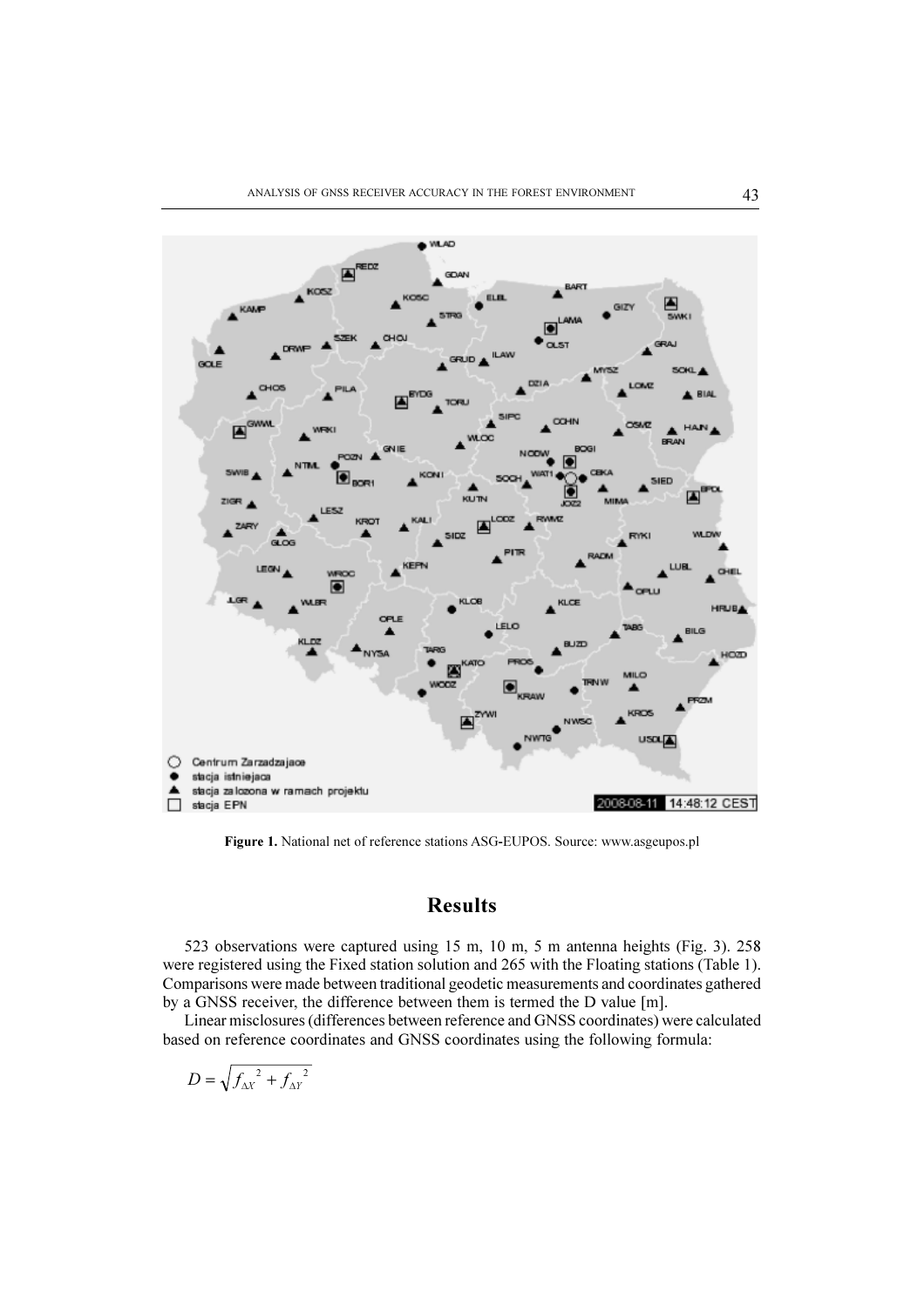**Figure 1.** National net of reference stations ASG-EUPOS. Source: www.asgeupos.pl

## Results

523 observations were captured using 15 m, 10 m, 5 m antenna heights (Fig. 3). 258 were registered using the Fixed station solution and 265 with the Floating stations (Table 1). Comparisons were made between traditional geodetic measurements and coordinates gathered by a GNSS receiver, the difference between them is termed the D value [m].

Linear misclosures (differences between reference and GNSS coordinates) were calculated based on reference coordinates and GNSS coordinates using the following formula:

$$D = \sqrt{f_{\Delta X}^{2} + f_{\Delta Y}^{2}}$$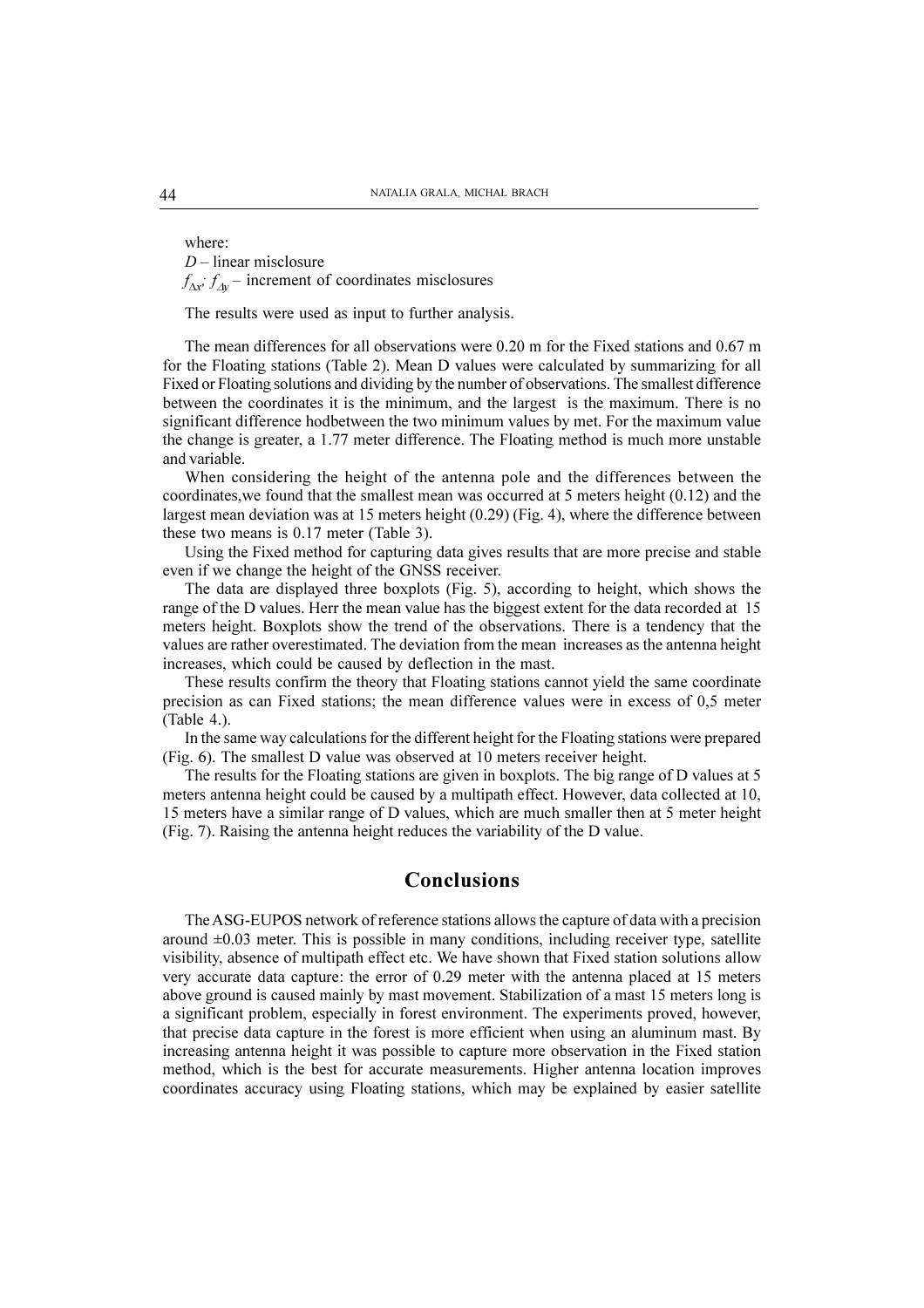where:

$D$ – linear misclosure

$f_{\Delta x}$; $f_{\Delta y}$ – increment of coordinates misclosures

The results were used as input to further analysis.

The mean differences for all observations were 0.20 m for the Fixed stations and 0.67 m for the Floating stations (Table 2). Mean D values were calculated by summarizing for all Fixed or Floating solutions and dividing by the number of observations. The smallest difference between the coordinates it is the minimum, and the largest is the maximum. There is no significant difference hodbetween the two minimum values by met. For the maximum value the change is greater, a 1.77 meter difference. The Floating method is much more unstable and variable.

When considering the height of the antenna pole and the differences between the coordinates,we found that the smallest mean was occurred at 5 meters height (0.12) and the largest mean deviation was at 15 meters height (0.29) (Fig. 4), where the difference between these two means is 0.17 meter (Table 3).

Using the Fixed method for capturing data gives results that are more precise and stable even if we change the height of the GNSS receiver.

The data are displayed three boxplots (Fig. 5), according to height, which shows the range of the D values. Herr the mean value has the biggest extent for the data recorded at 15 meters height. Boxplots show the trend of the observations. There is a tendency that the values are rather overestimated. The deviation from the mean increases as the antenna height increases, which could be caused by deflection in the mast.

These results confirm the theory that Floating stations cannot yield the same coordinate precision as can Fixed stations; the mean difference values were in excess of 0,5 meter (Table 4.).

In the same way calculations for the different height for the Floating stations were prepared (Fig. 6). The smallest D value was observed at 10 meters receiver height.

The results for the Floating stations are given in boxplots. The big range of D values at 5 meters antenna height could be caused by a multipath effect. However, data collected at 10, 15 meters have a similar range of D values, which are much smaller then at 5 meter height (Fig. 7). Raising the antenna height reduces the variability of the D value.

## Conclusions

The ASG-EUPOS network of reference stations allows the capture of data with a precision around ±0.03 meter. This is possible in many conditions, including receiver type, satellite visibility, absence of multipath effect etc. We have shown that Fixed station solutions allow very accurate data capture: the error of 0.29 meter with the antenna placed at 15 meters above ground is caused mainly by mast movement. Stabilization of a mast 15 meters long is a significant problem, especially in forest environment. The experiments proved, however, that precise data capture in the forest is more efficient when using an aluminum mast. By increasing antenna height it was possible to capture more observation in the Fixed station method, which is the best for accurate measurements. Higher antenna location improves coordinates accuracy using Floating stations, which may be explained by easier satellite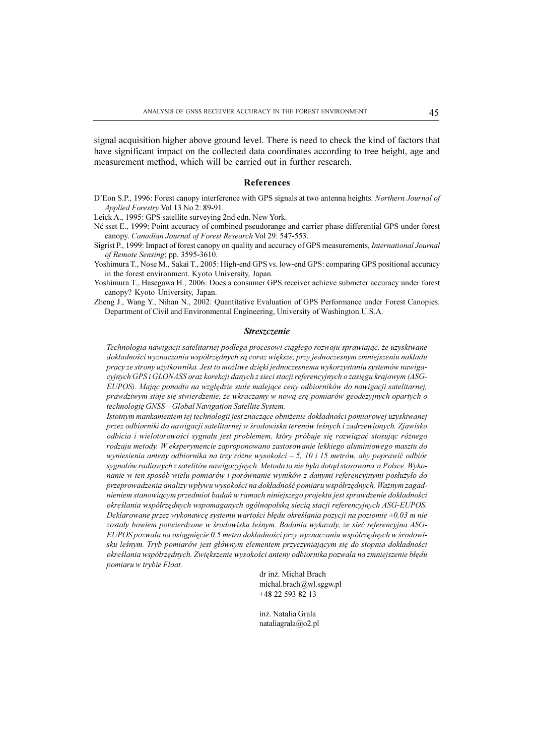signal acquisition higher above ground level. There is need to check the kind of factors that have significant impact on the collected data coordinates according to tree height, age and measurement method, which will be carried out in further research.

## References

D'Eon S.P., 1996: Forest canopy interference with GPS signals at two antenna heights. *Northern Journal of Applied Forestry* Vol 13 No 2: 89-91.

Leick A., 1995: GPS satellite surveying 2nd edn. New York.

Nć sset E., 1999: Point accuracy of combined pseudorange and carrier phase differential GPS under forest canopy. *Canadian Journal of Forest Research* Vol 29: 547-553.

Sigrist P., 1999: Impact of forest canopy on quality and accuracy of GPS measurements, *International Journal of Remote Sensing*; pp. 3595-3610.

Yoshimura T., Nose M., Sakai T., 2005: High-end GPS vs. low-end GPS: comparing GPS positional accuracy in the forest environment. Kyoto University, Japan.

Yoshimura T., Hasegawa H., 2006: Does a consumer GPS receiver achieve submeter accuracy under forest canopy? Kyoto University, Japan.

Zheng J., Wang Y., Nihan N., 2002: Quantitative Evaluation of GPS Performance under Forest Canopies. Department of Civil and Environmental Engineering, University of Washington.U.S.A.

## *Streszczenie*

*Technologia nawigacji satelitarnej podlega procesowi ciągłego rozwoju sprawiając, że uzyskiwane dokładności wyznaczania współrzędnych są coraz większe, przy jednoczesnym zmniejszeniu nakładu pracy ze strony użytkownika. Jest to możliwe dzięki jednoczesnemu wykorzystaniu systemów nawigacyjnych GPS i GLONASS oraz korekcji danych z sieci stacji referencyjnych o zasięgu krajowym (ASG-EUPOS). Mając ponadto na względzie stale malejące ceny odbiorników do nawigacji satelitarnej, prawdziwym staje się stwierdzenie, że wkraczamy w nową erę pomiarów geodezyjnych opartych o technologię GNSS – Global Navigation Satellite System.*

*Istotnym mankamentem tej technologii jest znaczące obniżenie dokładności pomiarowej uzyskiwanej przez odbiorniki do nawigacji satelitarnej w środowisku terenów leśnych i zadrzewionych. Zjawisko odbicia i wielotorowości sygnału jest problemem, który próbuje się rozwiązać stosując różnego rodzaju metody. W eksperymencie zaproponowano zastosowanie lekkiego aluminiowego masztu do wyniesienia anteny odbiornika na trzy różne wysokości – 5, 10 i 15 metrów, aby poprawić odbiór sygnałów radiowych z satelitów nawigacyjnych. Metoda ta nie była dotąd stosowana w Polsce. Wykonanie w ten sposób wielu pomiarów i porównanie wyników z danymi referencyjnymi posłużyło do przeprowadzenia analizy wpływu wysokości na dokładność pomiaru współrzędnych. Ważnym zagadnieniem stanowiącym przedmiot badań w ramach niniejszego projektu jest sprawdzenie dokładności określania współrzędnych wspomaganych ogólnopolską siecią stacji referencyjnych ASG-EUPOS. Deklarowane przez wykonawcę systemu wartości błędu określania pozycji na poziomie ±0,03 m nie zostały bowiem potwierdzone w środowisku leśnym. Badania wykazały, że sieć referencyjna ASG-EUPOS pozwala na osiągnięcie 0.5 metra dokładności przy wyznaczaniu współrzędnych w środowisku leśnym. Tryb pomiarów jest głównym elementem przyczyniającym się do stopnia dokładności określania współrzędnych. Zwiększenie wysokości anteny odbiornika pozwala na zmniejszenie błędu pomiaru w trybie Float.*

dr inż. Michał Brach
michal.brach@wl.sggw.pl
+48 22 593 82 13

inż. Natalia Grala
nataliagrala@o2.pl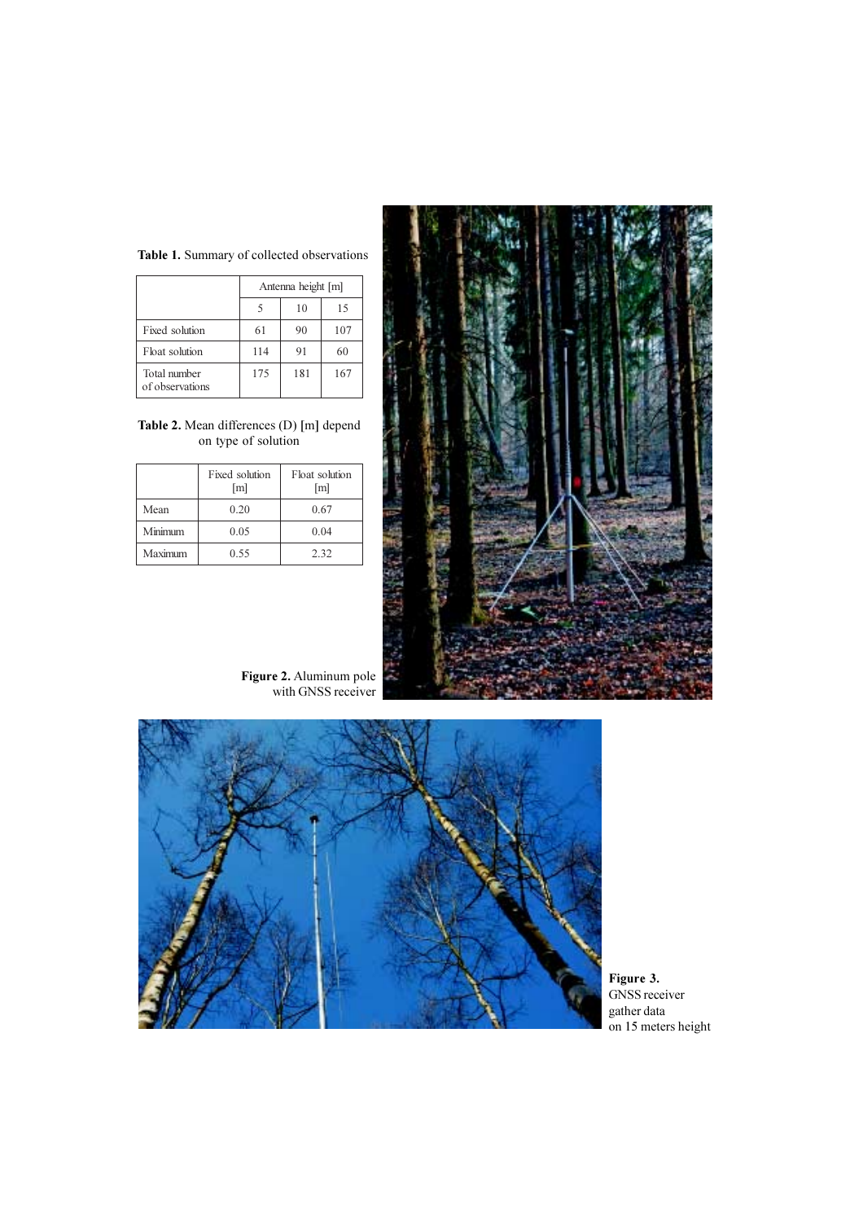**Table 1.** Summary of collected observations

| | Antenna height [m] | | |
|---|---|---|---|
| | 5 | 10 | 15 |
| Fixed solution | 61 | 90 | 107 |
| Float solution | 114 | 91 | 60 |
| Total number of observations | 175 | 181 | 167 |

**Table 2.** Mean differences (D) [m] depend on type of solution

| | Fixed solution [m] | Float solution [m] |
|---|---|---|
| Mean | 0.20 | 0.67 |
| Minimum | 0.05 | 0.04 |
| Maximum | 0.55 | 2.32 |

**Figure 2.** Aluminum pole with GNSS receiver

**Figure 3.** GNSS receiver gather data on 15 meters height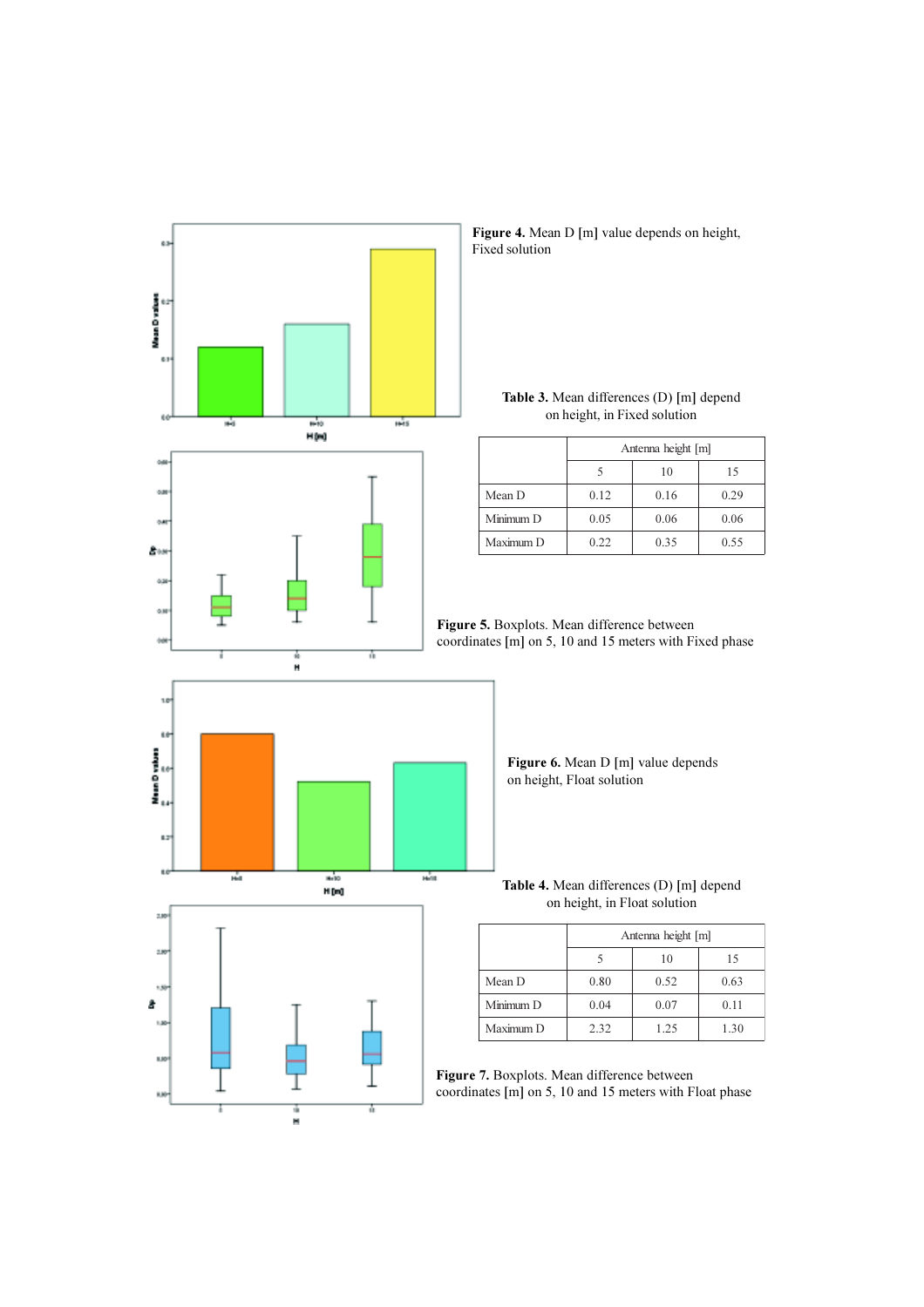Mean D values

0.3
0.2
0.1
0.0

H=5 H=10 H=15

H [m]

**Figure 4.** Mean D [m] value depends on height, Fixed solution

**Table 3.** Mean differences (D) [m] depend on height, in Fixed solution

| | Antenna height [m] | | |
|---|---|---|---|
| | 5 | 10 | 15 |
| Mean D | 0.12 | 0.16 | 0.29 |
| Minimum D | 0.05 | 0.06 | 0.06 |
| Maximum D | 0.22 | 0.35 | 0.55 |

Dp

0.60
0.50
0.40
0.30
0.20
0.10
0.00

5 10 15

H

**Figure 5.** Boxplots. Mean difference between coordinates [m] on 5, 10 and 15 meters with Fixed phase

Mean D values

1.0
0.8
0.6
0.4
0.2
0.0

H=5 H=10 H=15

H [m]

**Figure 6.** Mean D [m] value depends on height, Float solution

**Table 4.** Mean differences (D) [m] depend on height, in Float solution

| | Antenna height [m] | | |
|---|---|---|---|
| | 5 | 10 | 15 |
| Mean D | 0.80 | 0.52 | 0.63 |
| Minimum D | 0.04 | 0.07 | 0.11 |
| Maximum D | 2.32 | 1.25 | 1.30 |

Dp

2.50
2.00
1.50
1.00
0.50
0.00

5 10 15

H

**Figure 7.** Boxplots. Mean difference between coordinates [m] on 5, 10 and 15 meters with Float phase